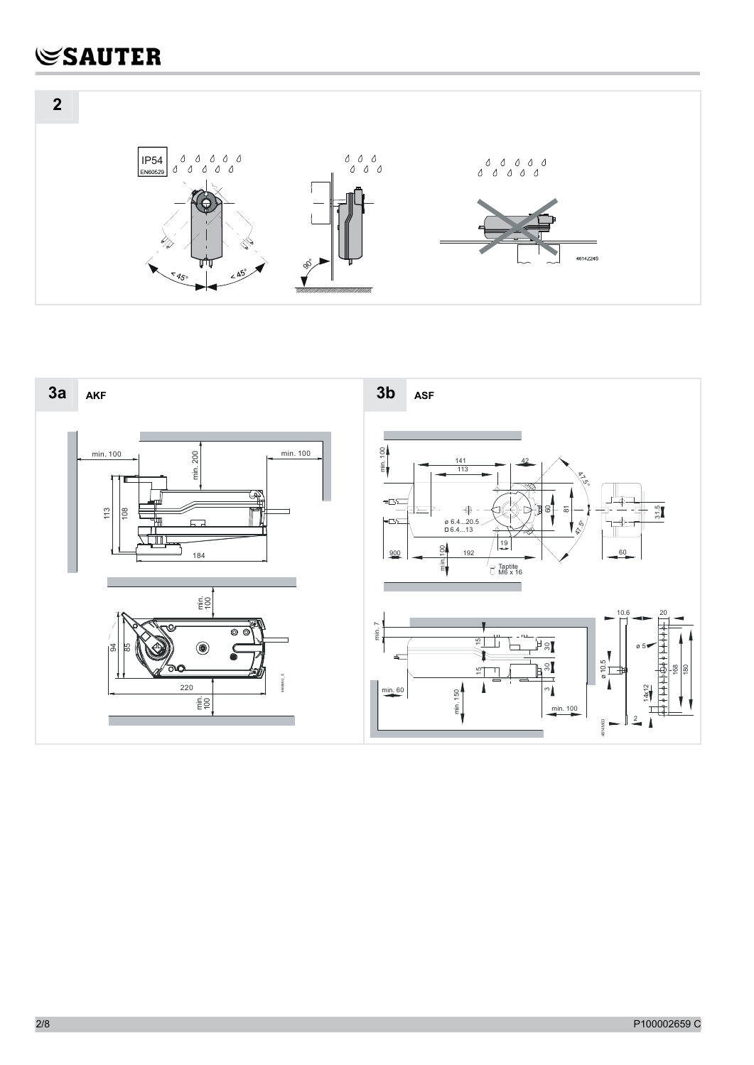## 2

IP54
EN60529

< 45° < 45°

90°

4614Z24S

## 3a AKF

min. 100 min. 200 min. 100

113 108

184

min. 100

94 85

220

min. 100

## 3b ASF

min. 100

141
113
42

47.5°
47.5°

ø 6.4...20.5
◻ 6.4...13

60 81

31.5

19

900 min.100 192

Taptite M6 x 16

60

min. 7

15 30
15 30
3

min. 60 min. 150 min. 100

10.6 20

ø 5

ø 10.5

14x12 168 180

2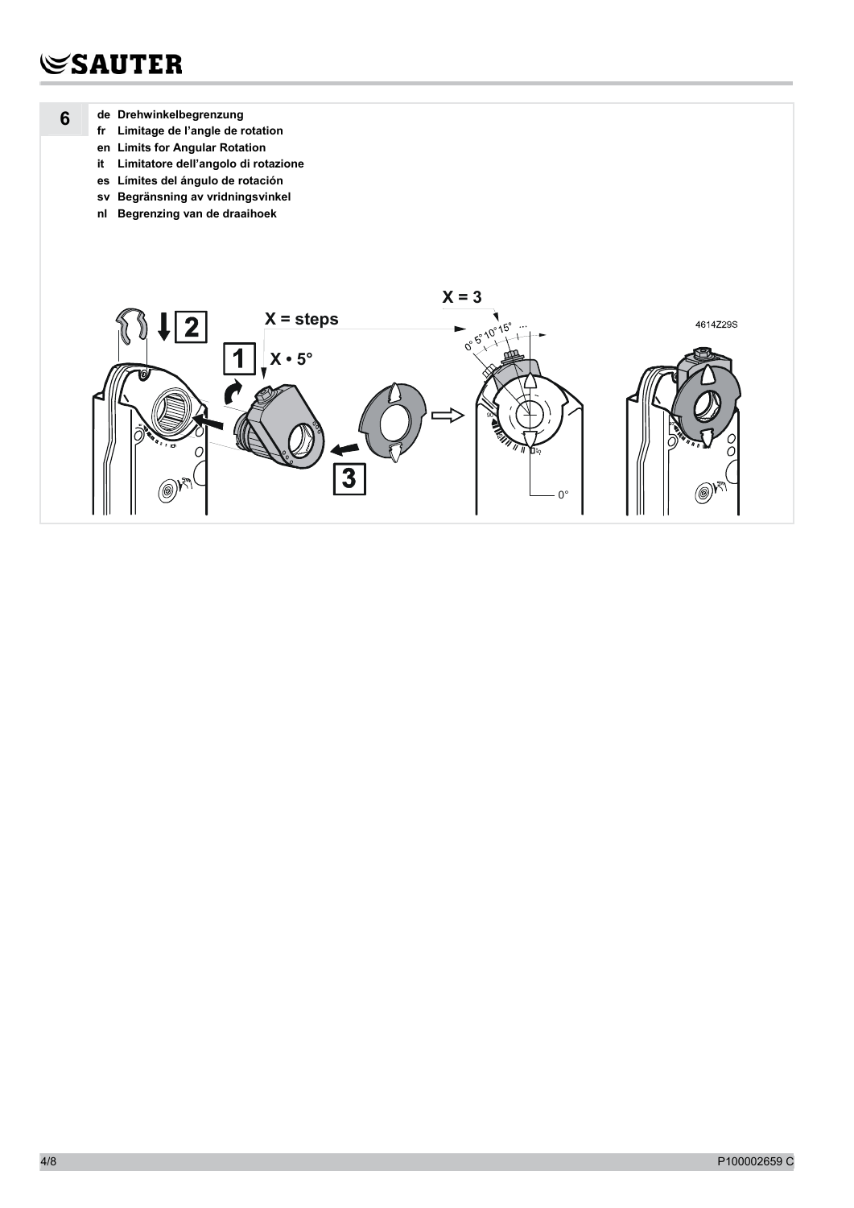**6**

- **de Drehwinkelbegrenzung**
- **fr Limitage de l'angle de rotation**
- **en Limits for Angular Rotation**
- **it Limitatore dell'angolo di rotazione**
- **es Límites del ángulo de rotación**
- **sv Begränsning av vridningsvinkel**
- **nl Begrenzing van de draaihoek**

**X = 3**

**X = steps**

**1** **X • 5°**

**2**

**3**

0° 5° 10° 15° ...

0°

4614Z29S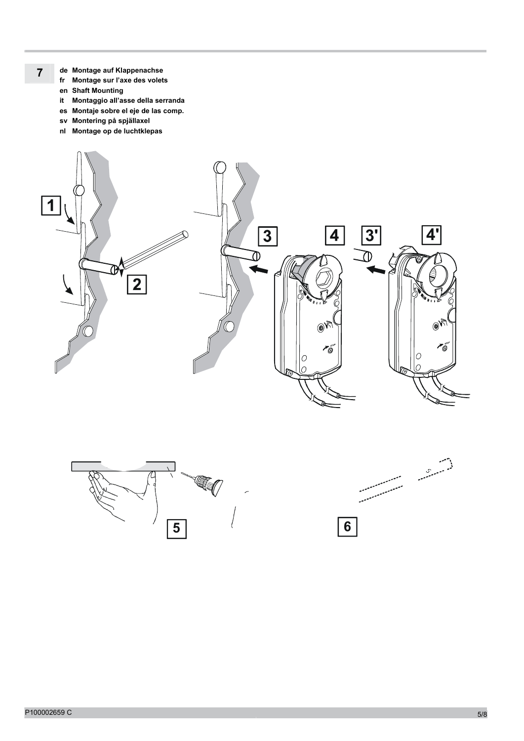**7**

- **de Montage auf Klappenachse**
- **fr Montage sur l'axe des volets**
- **en Shaft Mounting**
- **it Montaggio all'asse della serranda**
- **es Montaje sobre el eje de las comp.**
- **sv Montering på spjällaxel**
- **nl Montage op de luchtklepas**

1

2

3

4

3'

4'

5

6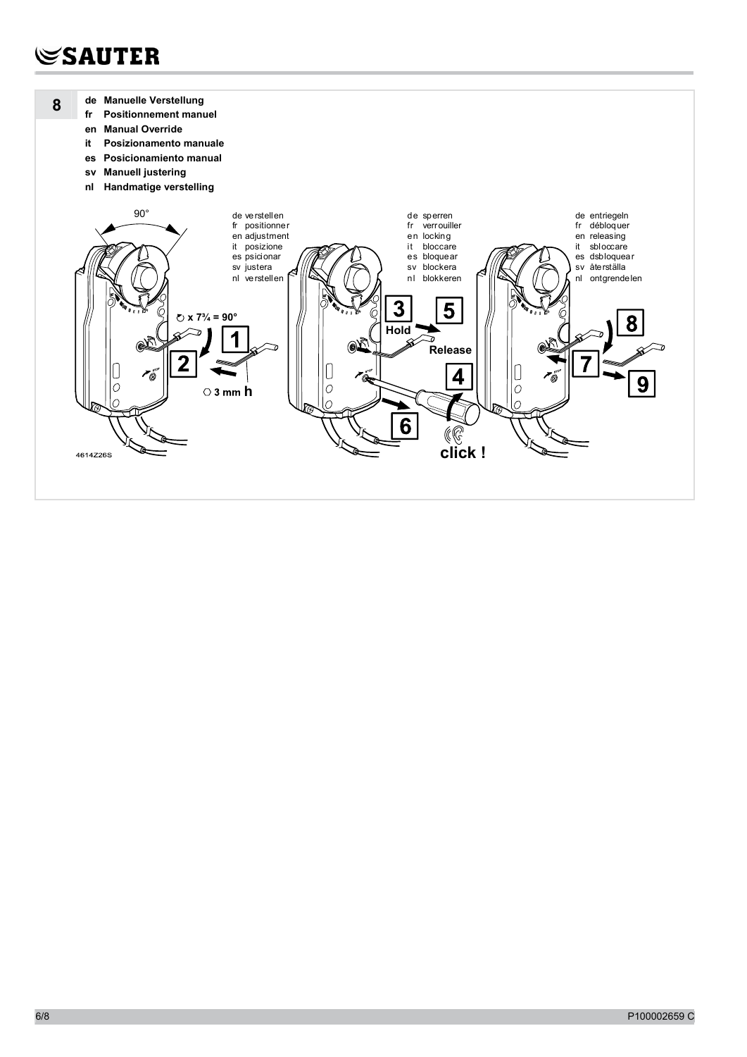## 8

**de Manuelle Verstellung**
**fr Positionnement manuel**
**en Manual Override**
**it Posizionamento manuale**
**es Posicionamiento manual**
**sv Manuell justering**
**nl Handmatige verstelling**

90°

de verstellen
fr positionner
en adjustment
it posizione
es psicionar
sv justera
nl verstellen

de sperren
fr verrouiller
en locking
it bloccare
es bloquear
sv blockera
nl blokkeren

de entriegeln
fr débloquer
en releasing
it sbloccare
es dsbloquear
sv återställa
nl ontgrendelen

x 7¾ = 90°

1 2

3 mm h

3 Hold 5 Release

4 6

click !

7 8 9

4614Z26S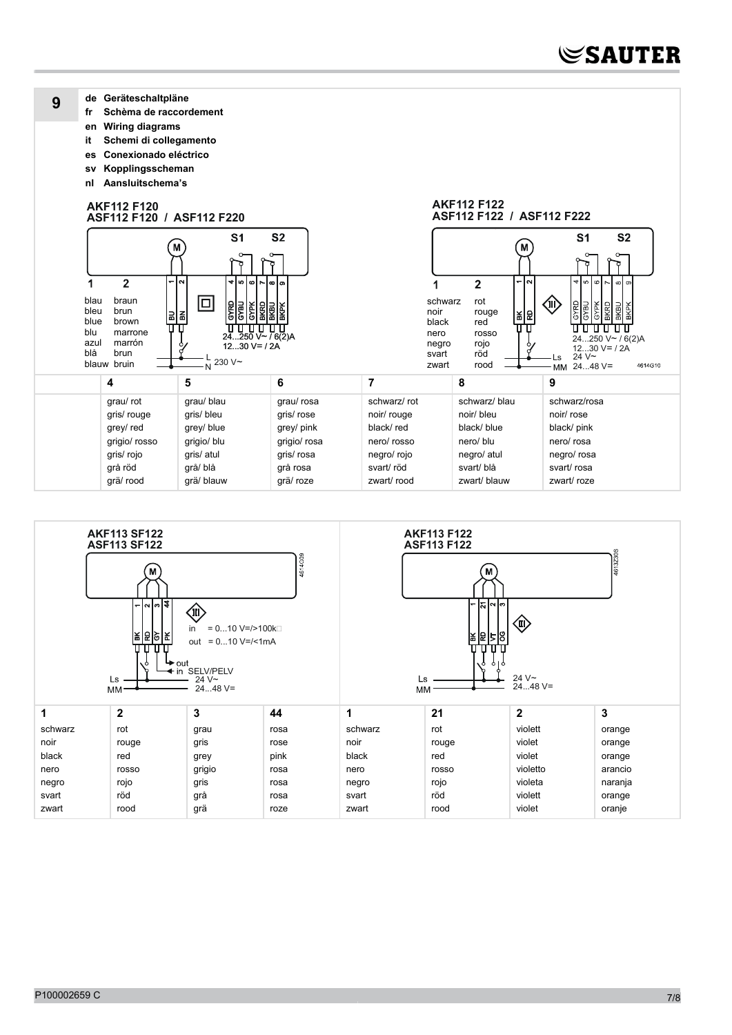## 9

- **de Geräteschaltpläne**
- **fr Schèma de raccordement**
- **en Wiring diagrams**
- **it Schemi di collegamento**
- **es Conexionado eléctrico**
- **sv Kopplingsscheman**
- **nl Aansluitschema's**

### AKF112 F120 / ASF112 F120 / ASF112 F220

M, S1, S2

1 BU, 2 BN, 4 GYRD, 5 GYBU, 6 GYPK, 7 BKRD, 8 BKBU, 9 BKPK

24...250 V~ / 6(2)A
12...30 V= / 2A

L, N 230 V~

| 1 | 2 |
|---|---|
| blau | braun |
| bleu | brun |
| blue | brown |
| blu | marrone |
| azul | marrón |
| blå | brun |
| blauw | bruin |

### AKF112 F122 / ASF112 F122 / ASF112 F222

M, S1, S2

1 BK, 2 RD, 4 GYRD, 5 GYBU, 6 GYPK, 7 BKRD, 8 BKBU, 9 BKPK

24...250 V~ / 6(2)A
12...30 V= / 2A

Ls, MM 24 V~ 24...48 V=

4614G10

| 1 | 2 |
|---|---|
| schwarz | rot |
| noir | rouge |
| black | red |
| nero | rosso |
| negro | rojo |
| svart | röd |
| zwart | rood |

| 4 | 5 | 6 | 7 | 8 | 9 |
|---|---|---|---|---|---|
| grau/ rot | grau/ blau | grau/ rosa | schwarz/ rot | schwarz/ blau | schwarz/rosa |
| gris/ rouge | gris/ bleu | gris/ rose | noir/ rouge | noir/ bleu | noir/ rose |
| grey/ red | grey/ blue | grey/ pink | black/ red | black/ blue | black/ pink |
| grigio/ rosso | grigio/ blu | grigio/ rosa | nero/ rosso | nero/ blu | nero/ rosa |
| gris/ rojo | gris/ atul | gris/ rosa | negro/ rojo | negro/ atul | negro/ rosa |
| grå röd | grå/ blå | grå rosa | svart/ röd | svart/ blå | svart/ rosa |
| grä/ rood | grä/ blauw | grä/ roze | zwart/ rood | zwart/ blauw | zwart/ roze |

### AKF113 SF122 / ASF113 SF122

M

1 BK, 2 RD, 3 GY, 44 PK

in = 0...10 V=/>100k
out = 0...10 V=/<1mA

out, in SELV/PELV

Ls, MM 24 V~ 24...48 V=

4614C09

### AKF113 F122 / ASF113 F122

M

1 BK, 21 RD, 2 VT, 3 OG

Ls, MM 24 V~ 24...48 V=

4613Z30S

| 1 | 2 | 3 | 44 | 1 | 21 | 2 | 3 |
|---|---|---|---|---|---|---|---|
| schwarz | rot | grau | rosa | schwarz | rot | violett | orange |
| noir | rouge | gris | rose | noir | rouge | violet | orange |
| black | red | grey | pink | black | red | violet | orange |
| nero | rosso | grigio | rosa | nero | rosso | violetto | arancio |
| negro | rojo | gris | rosa | negro | rojo | violeta | naranja |
| svart | röd | grå | rosa | svart | röd | violett | orange |
| zwart | rood | grä | roze | zwart | rood | violet | oranje |

P100002659 C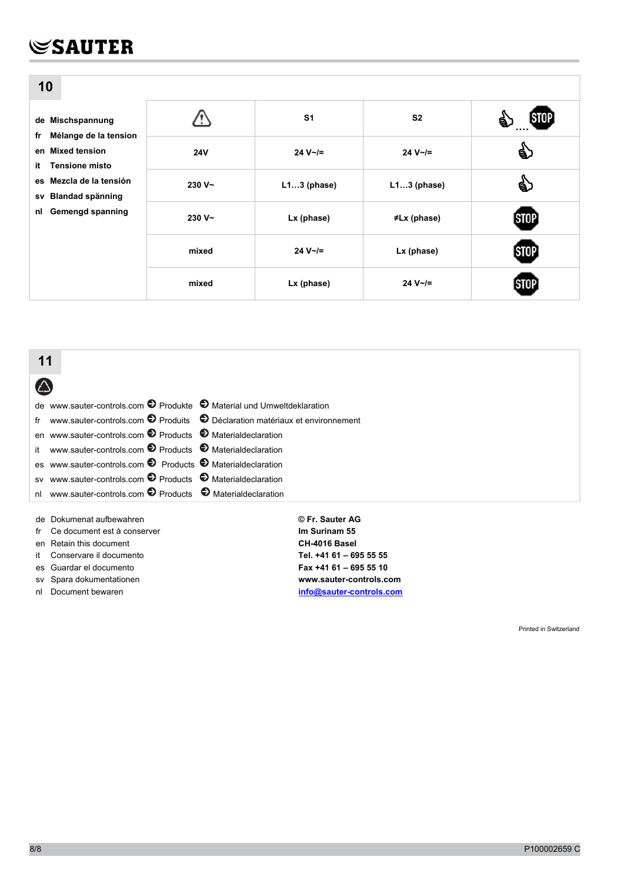## 10

**de Mischspannung**
**fr Mélange de la tension**
**en Mixed tension**
**it Tensione misto**
**es Mezcla de la tensión**
**sv Blandad spänning**
**nl Gemengd spanning**

| ⚠ | S1 | S2 | 👍 .... STOP |
|---|---|---|---|
| 24V | 24 V~/= | 24 V~/= | 👍 |
| 230 V~ | L1…3 (phase) | L1…3 (phase) | 👍 |
| 230 V~ | Lx (phase) | ≠Lx (phase) | STOP |
| mixed | 24 V~/= | Lx (phase) | STOP |
| mixed | Lx (phase) | 24 V~/= | STOP |

## 11

de www.sauter-controls.com ➔ Produkte ➔ Material und Umweltdeklaration
fr www.sauter-controls.com ➔ Produits ➔ Déclaration matériaux et environnement
en www.sauter-controls.com ➔ Products ➔ Materialdeclaration
it www.sauter-controls.com ➔ Products ➔ Materialdeclaration
es www.sauter-controls.com ➔ Products ➔ Materialdeclaration
sv www.sauter-controls.com ➔ Products ➔ Materialdeclaration
nl www.sauter-controls.com ➔ Products ➔ Materialdeclaration

de Dokumenat aufbewahren
fr Ce document est à conserver
en Retain this document
it Conservare il documento
es Guardar el documento
sv Spara dokumentationen
nl Document bewaren

**© Fr. Sauter AG**
**Im Surinam 55**
**CH-4016 Basel**
**Tel. +41 61 – 695 55 55**
**Fax +41 61 – 695 55 10**
**www.sauter-controls.com**
**info@sauter-controls.com**

Printed in Switzerland

P100002659 C